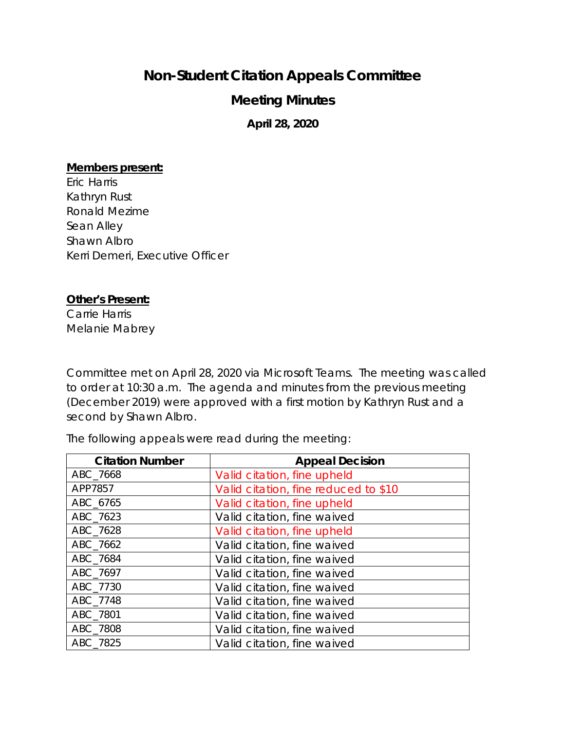# Non-Student Citation Appeals Committee

## Meeting Minutes

### April 28, 2020

**Members present:**

Eric Harris
Kathryn Rust
Ronald Mezime
Sean Alley
Shawn Albro
Kerri Demeri, Executive Officer

**Other's Present:**

Carrie Harris
Melanie Mabrey

Committee met on April 28, 2020 via Microsoft Teams. The meeting was called to order at 10:30 a.m. The agenda and minutes from the previous meeting (December 2019) were approved with a first motion by Kathryn Rust and a second by Shawn Albro.

The following appeals were read during the meeting:

| Citation Number | Appeal Decision |
|---|---|
| ABC_7668 | Valid citation, fine upheld |
| APP7857 | Valid citation, fine reduced to $10 |
| ABC_6765 | Valid citation, fine upheld |
| ABC_7623 | Valid citation, fine waived |
| ABC_7628 | Valid citation, fine upheld |
| ABC_7662 | Valid citation, fine waived |
| ABC_7684 | Valid citation, fine waived |
| ABC_7697 | Valid citation, fine waived |
| ABC_7730 | Valid citation, fine waived |
| ABC_7748 | Valid citation, fine waived |
| ABC_7801 | Valid citation, fine waived |
| ABC_7808 | Valid citation, fine waived |
| ABC_7825 | Valid citation, fine waived |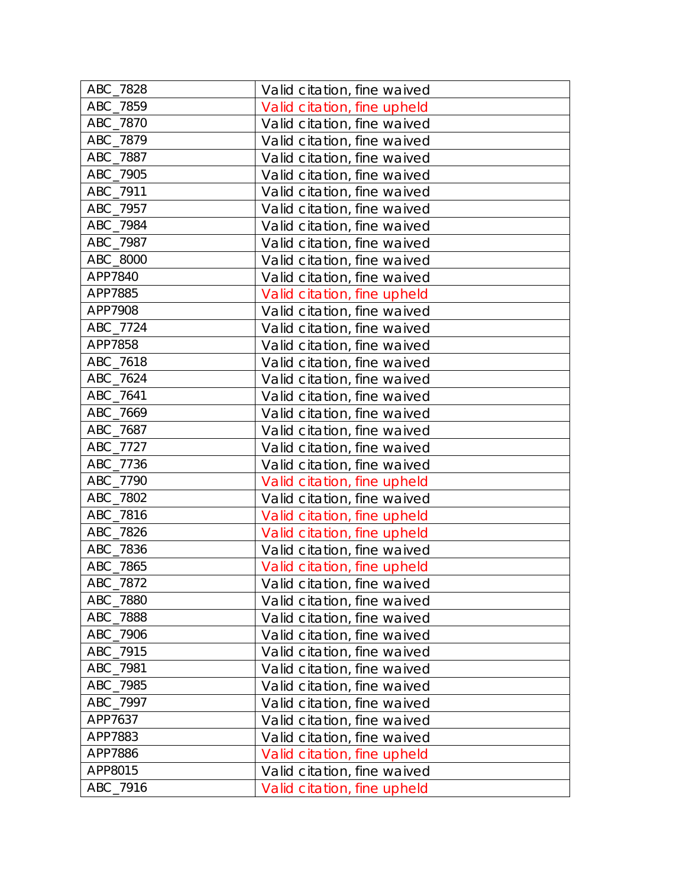| ABC_7828 | Valid citation, fine waived |
| --- | --- |
| ABC_7859 | Valid citation, fine upheld |
| ABC_7870 | Valid citation, fine waived |
| ABC_7879 | Valid citation, fine waived |
| ABC_7887 | Valid citation, fine waived |
| ABC_7905 | Valid citation, fine waived |
| ABC_7911 | Valid citation, fine waived |
| ABC_7957 | Valid citation, fine waived |
| ABC_7984 | Valid citation, fine waived |
| ABC_7987 | Valid citation, fine waived |
| ABC_8000 | Valid citation, fine waived |
| APP7840 | Valid citation, fine waived |
| APP7885 | Valid citation, fine upheld |
| APP7908 | Valid citation, fine waived |
| ABC_7724 | Valid citation, fine waived |
| APP7858 | Valid citation, fine waived |
| ABC_7618 | Valid citation, fine waived |
| ABC_7624 | Valid citation, fine waived |
| ABC_7641 | Valid citation, fine waived |
| ABC_7669 | Valid citation, fine waived |
| ABC_7687 | Valid citation, fine waived |
| ABC_7727 | Valid citation, fine waived |
| ABC_7736 | Valid citation, fine waived |
| ABC_7790 | Valid citation, fine upheld |
| ABC_7802 | Valid citation, fine waived |
| ABC_7816 | Valid citation, fine upheld |
| ABC_7826 | Valid citation, fine upheld |
| ABC_7836 | Valid citation, fine waived |
| ABC_7865 | Valid citation, fine upheld |
| ABC_7872 | Valid citation, fine waived |
| ABC_7880 | Valid citation, fine waived |
| ABC_7888 | Valid citation, fine waived |
| ABC_7906 | Valid citation, fine waived |
| ABC_7915 | Valid citation, fine waived |
| ABC_7981 | Valid citation, fine waived |
| ABC_7985 | Valid citation, fine waived |
| ABC_7997 | Valid citation, fine waived |
| APP7637 | Valid citation, fine waived |
| APP7883 | Valid citation, fine waived |
| APP7886 | Valid citation, fine upheld |
| APP8015 | Valid citation, fine waived |
| ABC_7916 | Valid citation, fine upheld |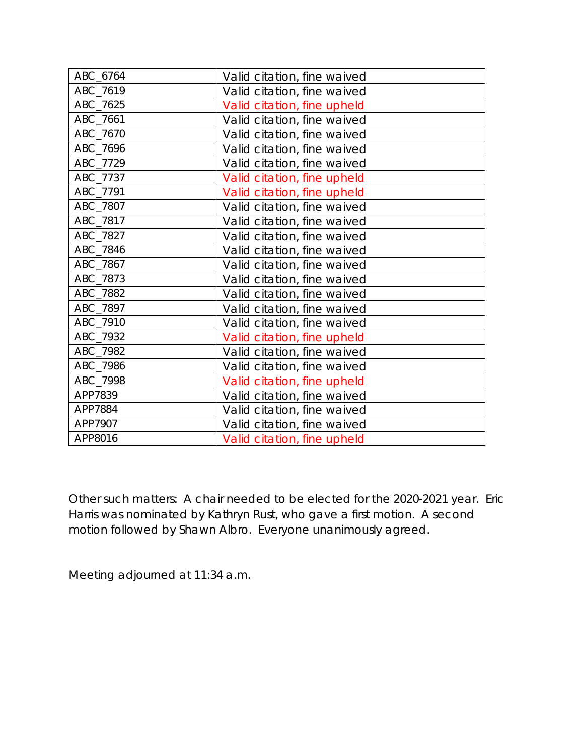| | |
|---|---|
| ABC_6764 | Valid citation, fine waived |
| ABC_7619 | Valid citation, fine waived |
| ABC_7625 | Valid citation, fine upheld |
| ABC_7661 | Valid citation, fine waived |
| ABC_7670 | Valid citation, fine waived |
| ABC_7696 | Valid citation, fine waived |
| ABC_7729 | Valid citation, fine waived |
| ABC_7737 | Valid citation, fine upheld |
| ABC_7791 | Valid citation, fine upheld |
| ABC_7807 | Valid citation, fine waived |
| ABC_7817 | Valid citation, fine waived |
| ABC_7827 | Valid citation, fine waived |
| ABC_7846 | Valid citation, fine waived |
| ABC_7867 | Valid citation, fine waived |
| ABC_7873 | Valid citation, fine waived |
| ABC_7882 | Valid citation, fine waived |
| ABC_7897 | Valid citation, fine waived |
| ABC_7910 | Valid citation, fine waived |
| ABC_7932 | Valid citation, fine upheld |
| ABC_7982 | Valid citation, fine waived |
| ABC_7986 | Valid citation, fine waived |
| ABC_7998 | Valid citation, fine upheld |
| APP7839 | Valid citation, fine waived |
| APP7884 | Valid citation, fine waived |
| APP7907 | Valid citation, fine waived |
| APP8016 | Valid citation, fine upheld |

Other such matters: A chair needed to be elected for the 2020-2021 year. Eric Harris was nominated by Kathryn Rust, who gave a first motion. A second motion followed by Shawn Albro. Everyone unanimously agreed.

Meeting adjourned at 11:34 a.m.